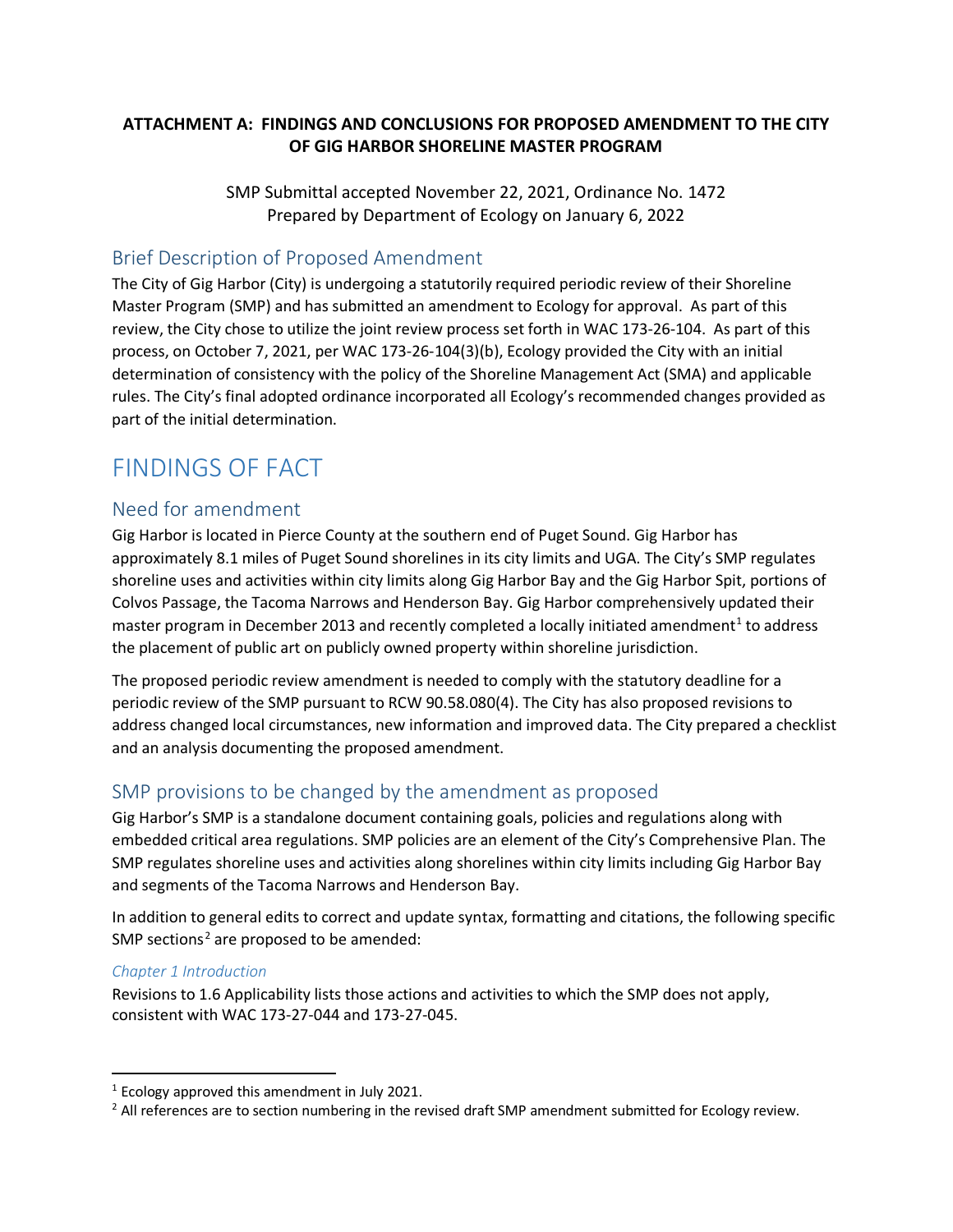**ATTACHMENT A: FINDINGS AND CONCLUSIONS FOR PROPOSED AMENDMENT TO THE CITY OF GIG HARBOR SHORELINE MASTER PROGRAM**

SMP Submittal accepted November 22, 2021, Ordinance No. 1472
Prepared by Department of Ecology on January 6, 2022

## Brief Description of Proposed Amendment

The City of Gig Harbor (City) is undergoing a statutorily required periodic review of their Shoreline Master Program (SMP) and has submitted an amendment to Ecology for approval. As part of this review, the City chose to utilize the joint review process set forth in WAC 173-26-104. As part of this process, on October 7, 2021, per WAC 173-26-104(3)(b), Ecology provided the City with an initial determination of consistency with the policy of the Shoreline Management Act (SMA) and applicable rules. The City's final adopted ordinance incorporated all Ecology's recommended changes provided as part of the initial determination.

# FINDINGS OF FACT

## Need for amendment

Gig Harbor is located in Pierce County at the southern end of Puget Sound. Gig Harbor has approximately 8.1 miles of Puget Sound shorelines in its city limits and UGA. The City's SMP regulates shoreline uses and activities within city limits along Gig Harbor Bay and the Gig Harbor Spit, portions of Colvos Passage, the Tacoma Narrows and Henderson Bay. Gig Harbor comprehensively updated their master program in December 2013 and recently completed a locally initiated amendment[1] to address the placement of public art on publicly owned property within shoreline jurisdiction.

The proposed periodic review amendment is needed to comply with the statutory deadline for a periodic review of the SMP pursuant to RCW 90.58.080(4). The City has also proposed revisions to address changed local circumstances, new information and improved data. The City prepared a checklist and an analysis documenting the proposed amendment.

## SMP provisions to be changed by the amendment as proposed

Gig Harbor's SMP is a standalone document containing goals, policies and regulations along with embedded critical area regulations. SMP policies are an element of the City's Comprehensive Plan. The SMP regulates shoreline uses and activities along shorelines within city limits including Gig Harbor Bay and segments of the Tacoma Narrows and Henderson Bay.

In addition to general edits to correct and update syntax, formatting and citations, the following specific SMP sections[2] are proposed to be amended:

### *Chapter 1 Introduction*

Revisions to 1.6 Applicability lists those actions and activities to which the SMP does not apply, consistent with WAC 173-27-044 and 173-27-045.

---

[1] Ecology approved this amendment in July 2021.

[2] All references are to section numbering in the revised draft SMP amendment submitted for Ecology review.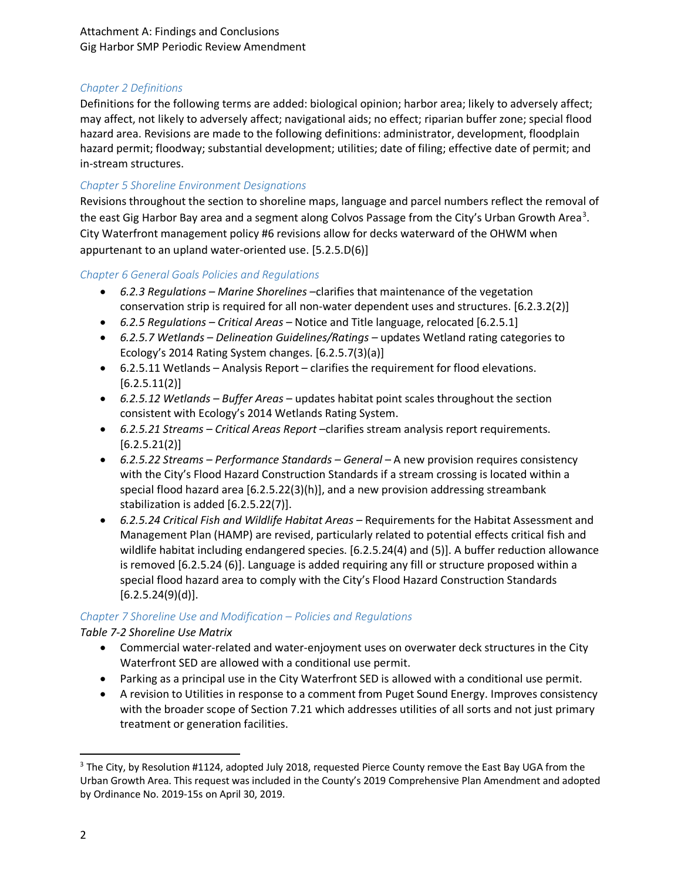### *Chapter 2 Definitions*

Definitions for the following terms are added: biological opinion; harbor area; likely to adversely affect; may affect, not likely to adversely affect; navigational aids; no effect; riparian buffer zone; special flood hazard area. Revisions are made to the following definitions: administrator, development, floodplain hazard permit; floodway; substantial development; utilities; date of filing; effective date of permit; and in-stream structures.

### *Chapter 5 Shoreline Environment Designations*

Revisions throughout the section to shoreline maps, language and parcel numbers reflect the removal of the east Gig Harbor Bay area and a segment along Colvos Passage from the City's Urban Growth Area[3]. City Waterfront management policy #6 revisions allow for decks waterward of the OHWM when appurtenant to an upland water-oriented use. [5.2.5.D(6)]

### *Chapter 6 General Goals Policies and Regulations*

- *6.2.3 Regulations – Marine Shorelines* –clarifies that maintenance of the vegetation conservation strip is required for all non-water dependent uses and structures. [6.2.3.2(2)]
- *6.2.5 Regulations – Critical Areas* – Notice and Title language, relocated [6.2.5.1]
- *6.2.5.7 Wetlands – Delineation Guidelines/Ratings* – updates Wetland rating categories to Ecology's 2014 Rating System changes. [6.2.5.7(3)(a)]
- 6.2.5.11 Wetlands – Analysis Report – clarifies the requirement for flood elevations. [6.2.5.11(2)]
- *6.2.5.12 Wetlands – Buffer Areas* – updates habitat point scales throughout the section consistent with Ecology's 2014 Wetlands Rating System.
- *6.2.5.21 Streams – Critical Areas Report* –clarifies stream analysis report requirements. [6.2.5.21(2)]
- *6.2.5.22 Streams – Performance Standards – General* – A new provision requires consistency with the City's Flood Hazard Construction Standards if a stream crossing is located within a special flood hazard area [6.2.5.22(3)(h)], and a new provision addressing streambank stabilization is added [6.2.5.22(7)].
- *6.2.5.24 Critical Fish and Wildlife Habitat Areas* – Requirements for the Habitat Assessment and Management Plan (HAMP) are revised, particularly related to potential effects critical fish and wildlife habitat including endangered species. [6.2.5.24(4) and (5)]. A buffer reduction allowance is removed [6.2.5.24 (6)]. Language is added requiring any fill or structure proposed within a special flood hazard area to comply with the City's Flood Hazard Construction Standards [6.2.5.24(9)(d)].

### *Chapter 7 Shoreline Use and Modification – Policies and Regulations*

*Table 7-2 Shoreline Use Matrix*

- Commercial water-related and water-enjoyment uses on overwater deck structures in the City Waterfront SED are allowed with a conditional use permit.
- Parking as a principal use in the City Waterfront SED is allowed with a conditional use permit.
- A revision to Utilities in response to a comment from Puget Sound Energy. Improves consistency with the broader scope of Section 7.21 which addresses utilities of all sorts and not just primary treatment or generation facilities.

---

[3] The City, by Resolution #1124, adopted July 2018, requested Pierce County remove the East Bay UGA from the Urban Growth Area. This request was included in the County's 2019 Comprehensive Plan Amendment and adopted by Ordinance No. 2019-15s on April 30, 2019.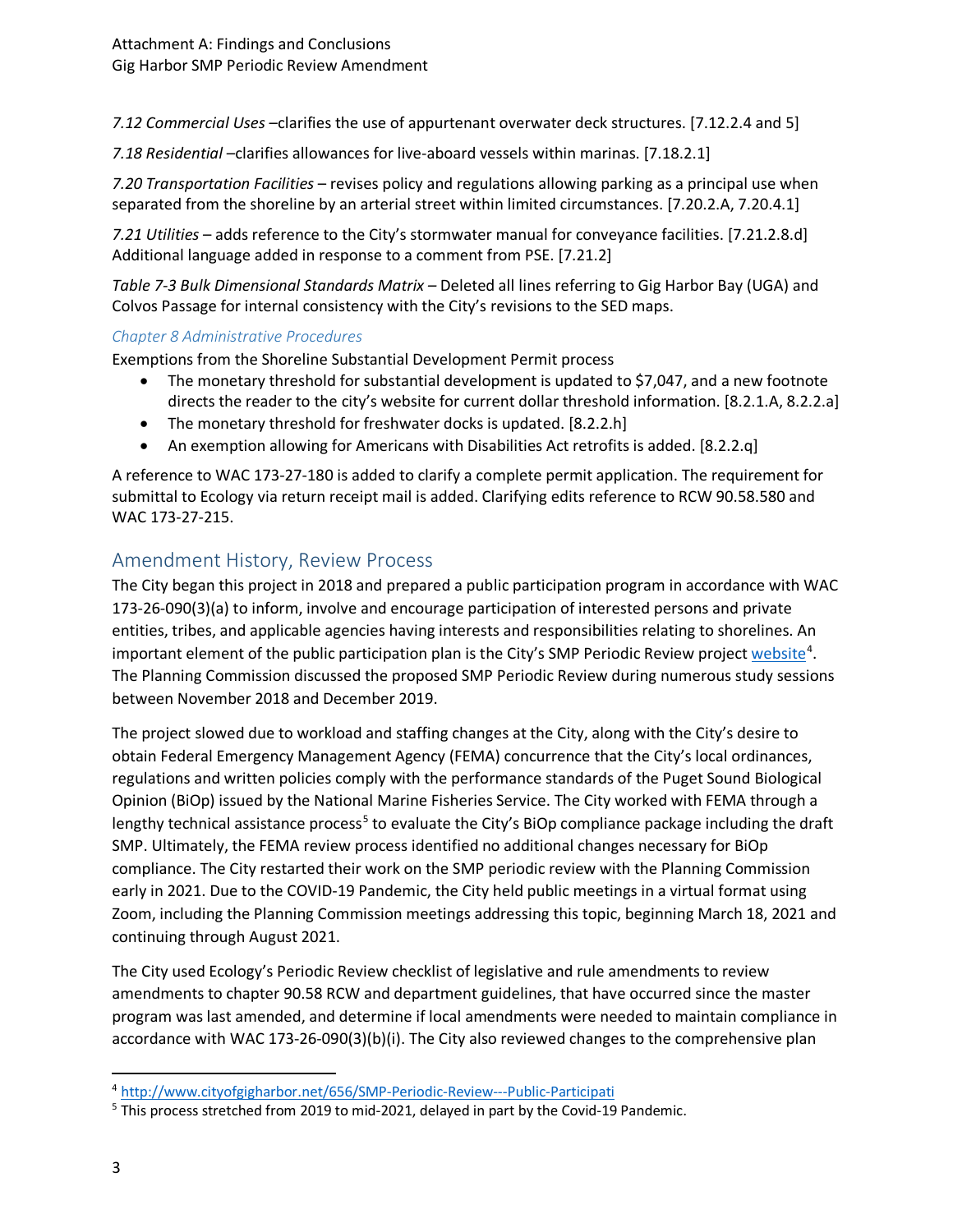*7.12 Commercial Uses* –clarifies the use of appurtenant overwater deck structures. [7.12.2.4 and 5]

*7.18 Residential* –clarifies allowances for live-aboard vessels within marinas. [7.18.2.1]

*7.20 Transportation Facilities* – revises policy and regulations allowing parking as a principal use when separated from the shoreline by an arterial street within limited circumstances. [7.20.2.A, 7.20.4.1]

*7.21 Utilities* – adds reference to the City's stormwater manual for conveyance facilities. [7.21.2.8.d] Additional language added in response to a comment from PSE. [7.21.2]

*Table 7-3 Bulk Dimensional Standards Matrix* – Deleted all lines referring to Gig Harbor Bay (UGA) and Colvos Passage for internal consistency with the City's revisions to the SED maps.

### *Chapter 8 Administrative Procedures*

Exemptions from the Shoreline Substantial Development Permit process

- The monetary threshold for substantial development is updated to $7,047, and a new footnote directs the reader to the city's website for current dollar threshold information. [8.2.1.A, 8.2.2.a]
- The monetary threshold for freshwater docks is updated. [8.2.2.h]
- An exemption allowing for Americans with Disabilities Act retrofits is added. [8.2.2.q]

A reference to WAC 173-27-180 is added to clarify a complete permit application. The requirement for submittal to Ecology via return receipt mail is added. Clarifying edits reference to RCW 90.58.580 and WAC 173-27-215.

## Amendment History, Review Process

The City began this project in 2018 and prepared a public participation program in accordance with WAC 173-26-090(3)(a) to inform, involve and encourage participation of interested persons and private entities, tribes, and applicable agencies having interests and responsibilities relating to shorelines. An important element of the public participation plan is the City's SMP Periodic Review project website[4]. The Planning Commission discussed the proposed SMP Periodic Review during numerous study sessions between November 2018 and December 2019.

The project slowed due to workload and staffing changes at the City, along with the City's desire to obtain Federal Emergency Management Agency (FEMA) concurrence that the City's local ordinances, regulations and written policies comply with the performance standards of the Puget Sound Biological Opinion (BiOp) issued by the National Marine Fisheries Service. The City worked with FEMA through a lengthy technical assistance process[5] to evaluate the City's BiOp compliance package including the draft SMP. Ultimately, the FEMA review process identified no additional changes necessary for BiOp compliance. The City restarted their work on the SMP periodic review with the Planning Commission early in 2021. Due to the COVID-19 Pandemic, the City held public meetings in a virtual format using Zoom, including the Planning Commission meetings addressing this topic, beginning March 18, 2021 and continuing through August 2021.

The City used Ecology's Periodic Review checklist of legislative and rule amendments to review amendments to chapter 90.58 RCW and department guidelines, that have occurred since the master program was last amended, and determine if local amendments were needed to maintain compliance in accordance with WAC 173-26-090(3)(b)(i). The City also reviewed changes to the comprehensive plan

---

[4] http://www.cityofgigharbor.net/656/SMP-Periodic-Review---Public-Participati

[5] This process stretched from 2019 to mid-2021, delayed in part by the Covid-19 Pandemic.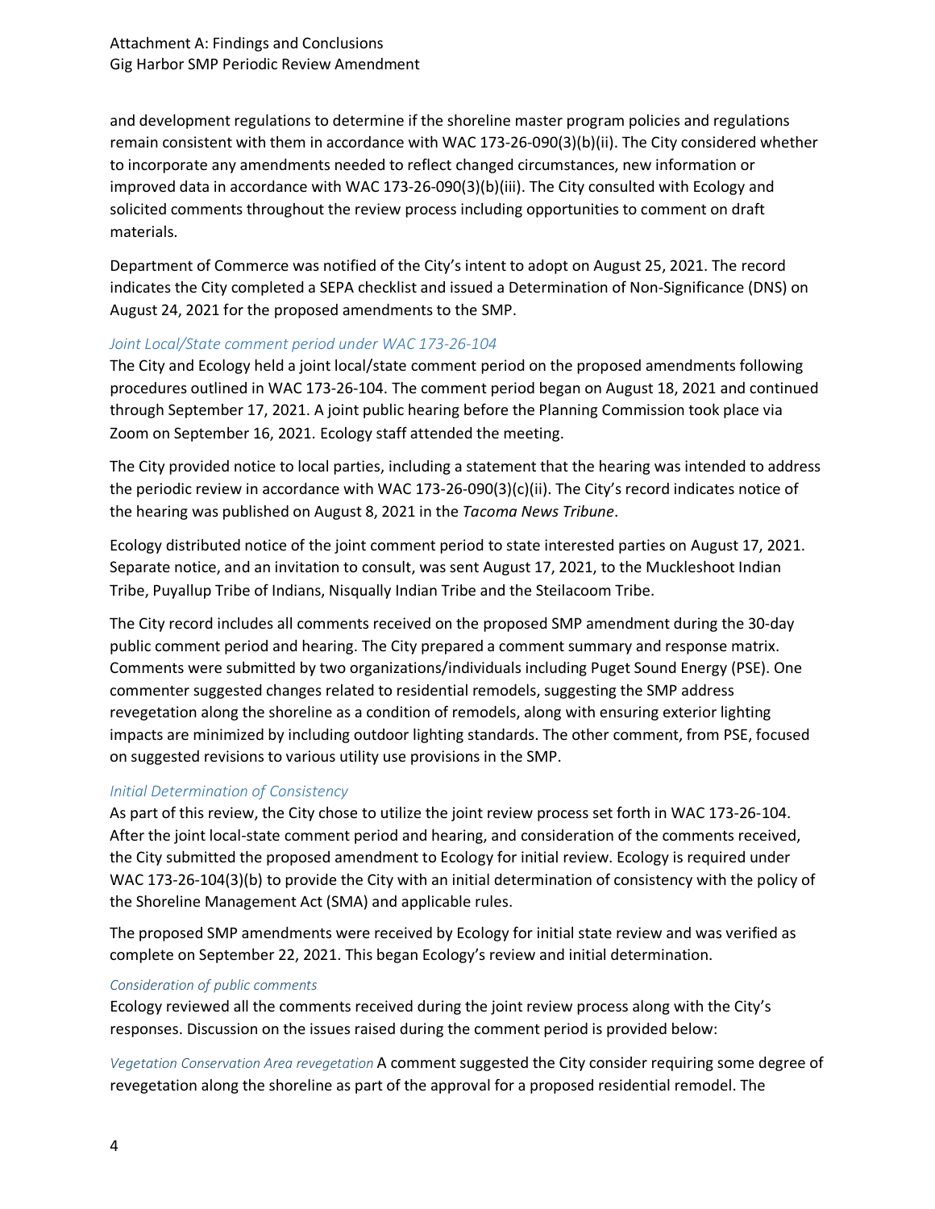and development regulations to determine if the shoreline master program policies and regulations remain consistent with them in accordance with WAC 173-26-090(3)(b)(ii). The City considered whether to incorporate any amendments needed to reflect changed circumstances, new information or improved data in accordance with WAC 173-26-090(3)(b)(iii). The City consulted with Ecology and solicited comments throughout the review process including opportunities to comment on draft materials.

Department of Commerce was notified of the City's intent to adopt on August 25, 2021. The record indicates the City completed a SEPA checklist and issued a Determination of Non-Significance (DNS) on August 24, 2021 for the proposed amendments to the SMP.

*Joint Local/State comment period under WAC 173-26-104*

The City and Ecology held a joint local/state comment period on the proposed amendments following procedures outlined in WAC 173-26-104. The comment period began on August 18, 2021 and continued through September 17, 2021. A joint public hearing before the Planning Commission took place via Zoom on September 16, 2021. Ecology staff attended the meeting.

The City provided notice to local parties, including a statement that the hearing was intended to address the periodic review in accordance with WAC 173-26-090(3)(c)(ii). The City's record indicates notice of the hearing was published on August 8, 2021 in the *Tacoma News Tribune*.

Ecology distributed notice of the joint comment period to state interested parties on August 17, 2021. Separate notice, and an invitation to consult, was sent August 17, 2021, to the Muckleshoot Indian Tribe, Puyallup Tribe of Indians, Nisqually Indian Tribe and the Steilacoom Tribe.

The City record includes all comments received on the proposed SMP amendment during the 30-day public comment period and hearing. The City prepared a comment summary and response matrix. Comments were submitted by two organizations/individuals including Puget Sound Energy (PSE). One commenter suggested changes related to residential remodels, suggesting the SMP address revegetation along the shoreline as a condition of remodels, along with ensuring exterior lighting impacts are minimized by including outdoor lighting standards. The other comment, from PSE, focused on suggested revisions to various utility use provisions in the SMP.

*Initial Determination of Consistency*

As part of this review, the City chose to utilize the joint review process set forth in WAC 173-26-104. After the joint local-state comment period and hearing, and consideration of the comments received, the City submitted the proposed amendment to Ecology for initial review. Ecology is required under WAC 173-26-104(3)(b) to provide the City with an initial determination of consistency with the policy of the Shoreline Management Act (SMA) and applicable rules.

The proposed SMP amendments were received by Ecology for initial state review and was verified as complete on September 22, 2021. This began Ecology's review and initial determination.

*Consideration of public comments*

Ecology reviewed all the comments received during the joint review process along with the City's responses. Discussion on the issues raised during the comment period is provided below:

*Vegetation Conservation Area revegetation* A comment suggested the City consider requiring some degree of revegetation along the shoreline as part of the approval for a proposed residential remodel. The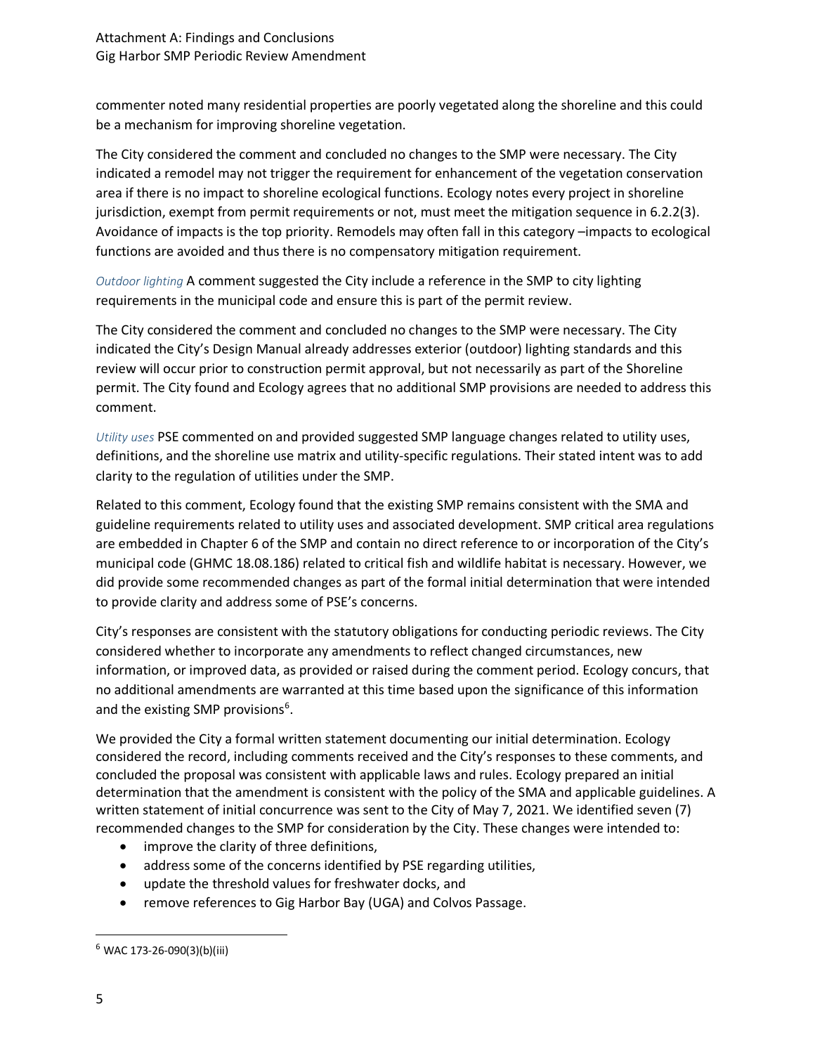commenter noted many residential properties are poorly vegetated along the shoreline and this could be a mechanism for improving shoreline vegetation.

The City considered the comment and concluded no changes to the SMP were necessary. The City indicated a remodel may not trigger the requirement for enhancement of the vegetation conservation area if there is no impact to shoreline ecological functions. Ecology notes every project in shoreline jurisdiction, exempt from permit requirements or not, must meet the mitigation sequence in 6.2.2(3). Avoidance of impacts is the top priority. Remodels may often fall in this category –impacts to ecological functions are avoided and thus there is no compensatory mitigation requirement.

*Outdoor lighting* A comment suggested the City include a reference in the SMP to city lighting requirements in the municipal code and ensure this is part of the permit review.

The City considered the comment and concluded no changes to the SMP were necessary. The City indicated the City's Design Manual already addresses exterior (outdoor) lighting standards and this review will occur prior to construction permit approval, but not necessarily as part of the Shoreline permit. The City found and Ecology agrees that no additional SMP provisions are needed to address this comment.

*Utility uses* PSE commented on and provided suggested SMP language changes related to utility uses, definitions, and the shoreline use matrix and utility-specific regulations. Their stated intent was to add clarity to the regulation of utilities under the SMP.

Related to this comment, Ecology found that the existing SMP remains consistent with the SMA and guideline requirements related to utility uses and associated development. SMP critical area regulations are embedded in Chapter 6 of the SMP and contain no direct reference to or incorporation of the City's municipal code (GHMC 18.08.186) related to critical fish and wildlife habitat is necessary. However, we did provide some recommended changes as part of the formal initial determination that were intended to provide clarity and address some of PSE's concerns.

City's responses are consistent with the statutory obligations for conducting periodic reviews. The City considered whether to incorporate any amendments to reflect changed circumstances, new information, or improved data, as provided or raised during the comment period. Ecology concurs, that no additional amendments are warranted at this time based upon the significance of this information and the existing SMP provisions[6].

We provided the City a formal written statement documenting our initial determination. Ecology considered the record, including comments received and the City's responses to these comments, and concluded the proposal was consistent with applicable laws and rules. Ecology prepared an initial determination that the amendment is consistent with the policy of the SMA and applicable guidelines. A written statement of initial concurrence was sent to the City of May 7, 2021. We identified seven (7) recommended changes to the SMP for consideration by the City. These changes were intended to:

- improve the clarity of three definitions,
- address some of the concerns identified by PSE regarding utilities,
- update the threshold values for freshwater docks, and
- remove references to Gig Harbor Bay (UGA) and Colvos Passage.

[6] WAC 173-26-090(3)(b)(iii)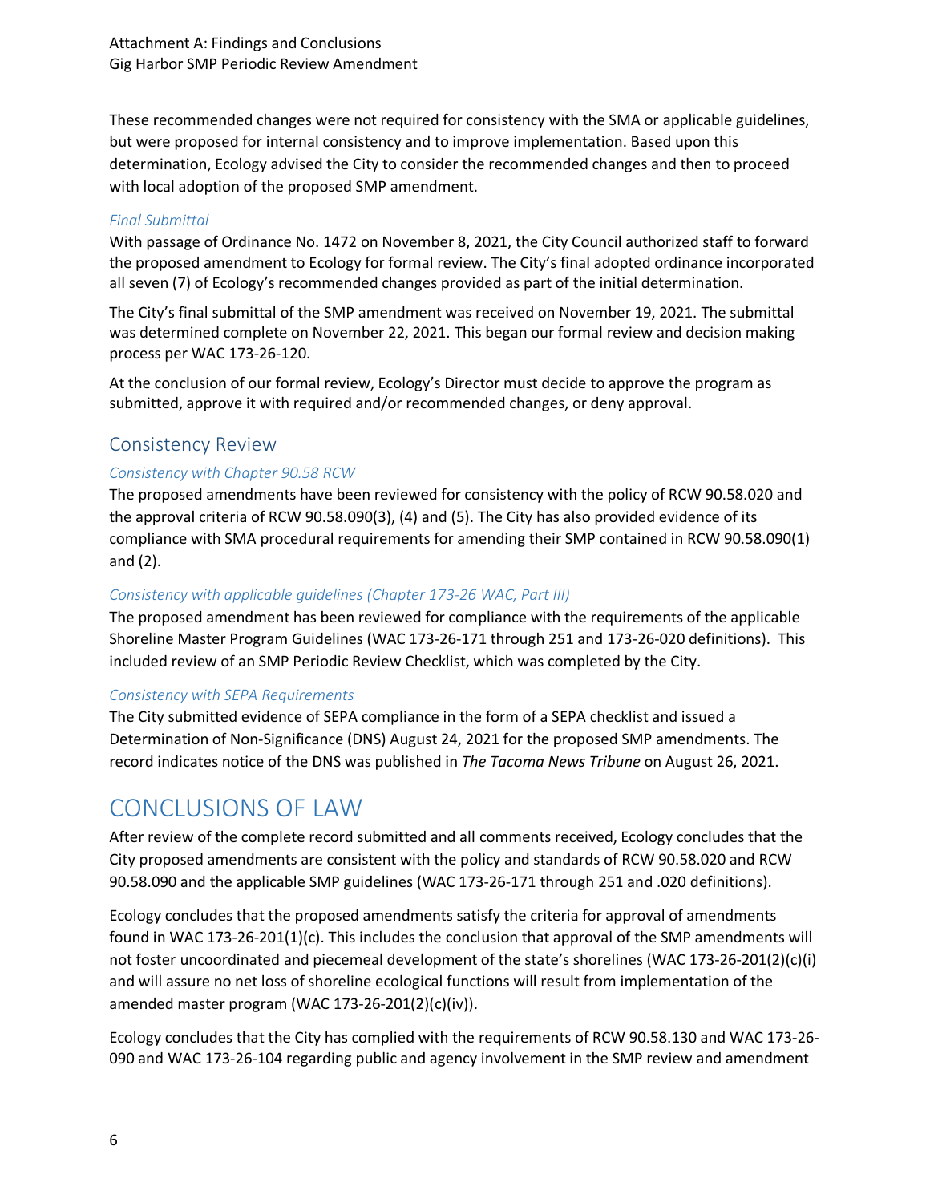These recommended changes were not required for consistency with the SMA or applicable guidelines, but were proposed for internal consistency and to improve implementation. Based upon this determination, Ecology advised the City to consider the recommended changes and then to proceed with local adoption of the proposed SMP amendment.

### *Final Submittal*

With passage of Ordinance No. 1472 on November 8, 2021, the City Council authorized staff to forward the proposed amendment to Ecology for formal review. The City's final adopted ordinance incorporated all seven (7) of Ecology's recommended changes provided as part of the initial determination.

The City's final submittal of the SMP amendment was received on November 19, 2021. The submittal was determined complete on November 22, 2021. This began our formal review and decision making process per WAC 173-26-120.

At the conclusion of our formal review, Ecology's Director must decide to approve the program as submitted, approve it with required and/or recommended changes, or deny approval.

## Consistency Review

### *Consistency with Chapter 90.58 RCW*

The proposed amendments have been reviewed for consistency with the policy of RCW 90.58.020 and the approval criteria of RCW 90.58.090(3), (4) and (5). The City has also provided evidence of its compliance with SMA procedural requirements for amending their SMP contained in RCW 90.58.090(1) and (2).

### *Consistency with applicable guidelines (Chapter 173-26 WAC, Part III)*

The proposed amendment has been reviewed for compliance with the requirements of the applicable Shoreline Master Program Guidelines (WAC 173-26-171 through 251 and 173-26-020 definitions). This included review of an SMP Periodic Review Checklist, which was completed by the City.

### *Consistency with SEPA Requirements*

The City submitted evidence of SEPA compliance in the form of a SEPA checklist and issued a Determination of Non-Significance (DNS) August 24, 2021 for the proposed SMP amendments. The record indicates notice of the DNS was published in *The Tacoma News Tribune* on August 26, 2021.

# CONCLUSIONS OF LAW

After review of the complete record submitted and all comments received, Ecology concludes that the City proposed amendments are consistent with the policy and standards of RCW 90.58.020 and RCW 90.58.090 and the applicable SMP guidelines (WAC 173-26-171 through 251 and .020 definitions).

Ecology concludes that the proposed amendments satisfy the criteria for approval of amendments found in WAC 173-26-201(1)(c). This includes the conclusion that approval of the SMP amendments will not foster uncoordinated and piecemeal development of the state's shorelines (WAC 173-26-201(2)(c)(i) and will assure no net loss of shoreline ecological functions will result from implementation of the amended master program (WAC 173-26-201(2)(c)(iv)).

Ecology concludes that the City has complied with the requirements of RCW 90.58.130 and WAC 173-26-090 and WAC 173-26-104 regarding public and agency involvement in the SMP review and amendment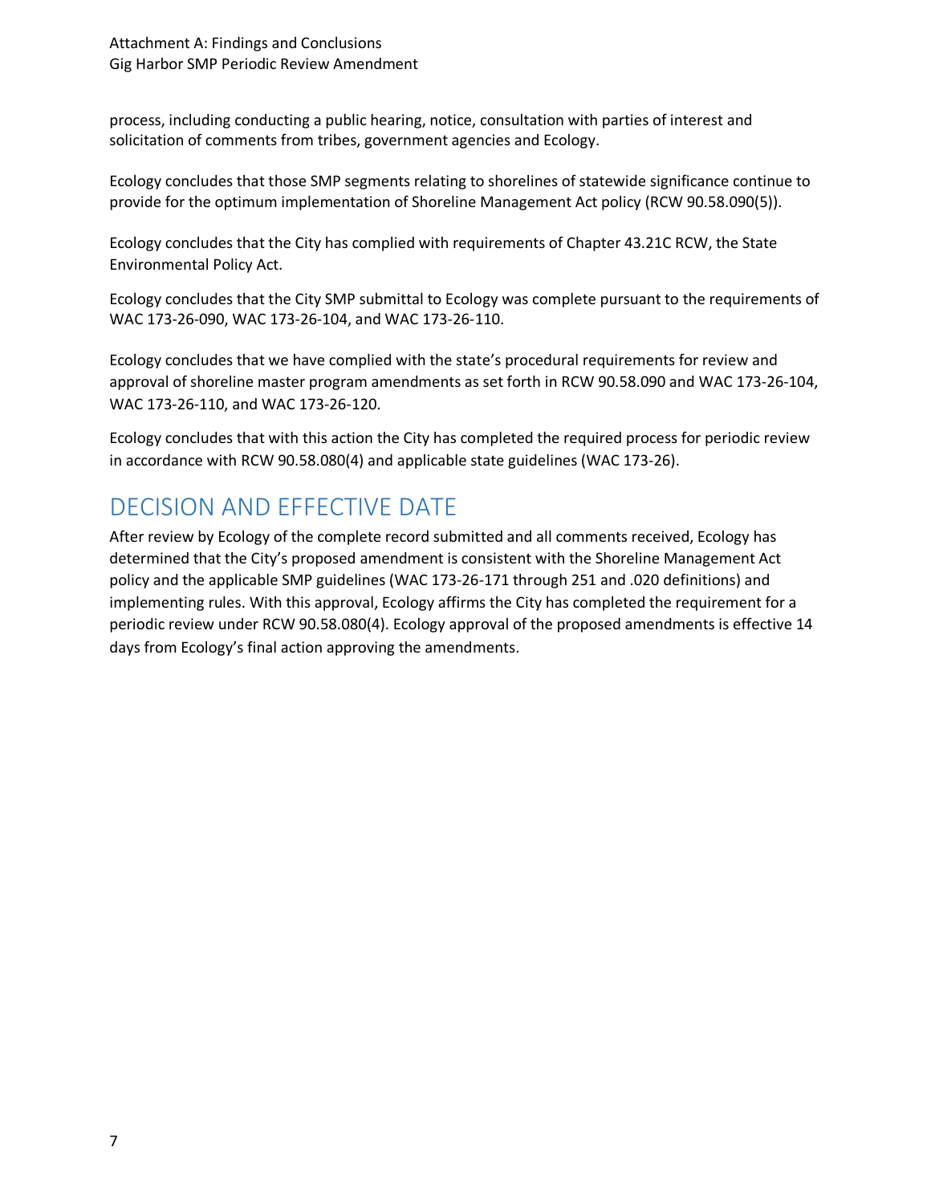process, including conducting a public hearing, notice, consultation with parties of interest and solicitation of comments from tribes, government agencies and Ecology.

Ecology concludes that those SMP segments relating to shorelines of statewide significance continue to provide for the optimum implementation of Shoreline Management Act policy (RCW 90.58.090(5)).

Ecology concludes that the City has complied with requirements of Chapter 43.21C RCW, the State Environmental Policy Act.

Ecology concludes that the City SMP submittal to Ecology was complete pursuant to the requirements of WAC 173-26-090, WAC 173-26-104, and WAC 173-26-110.

Ecology concludes that we have complied with the state's procedural requirements for review and approval of shoreline master program amendments as set forth in RCW 90.58.090 and WAC 173-26-104, WAC 173-26-110, and WAC 173-26-120.

Ecology concludes that with this action the City has completed the required process for periodic review in accordance with RCW 90.58.080(4) and applicable state guidelines (WAC 173-26).

## DECISION AND EFFECTIVE DATE

After review by Ecology of the complete record submitted and all comments received, Ecology has determined that the City's proposed amendment is consistent with the Shoreline Management Act policy and the applicable SMP guidelines (WAC 173-26-171 through 251 and .020 definitions) and implementing rules. With this approval, Ecology affirms the City has completed the requirement for a periodic review under RCW 90.58.080(4). Ecology approval of the proposed amendments is effective 14 days from Ecology's final action approving the amendments.